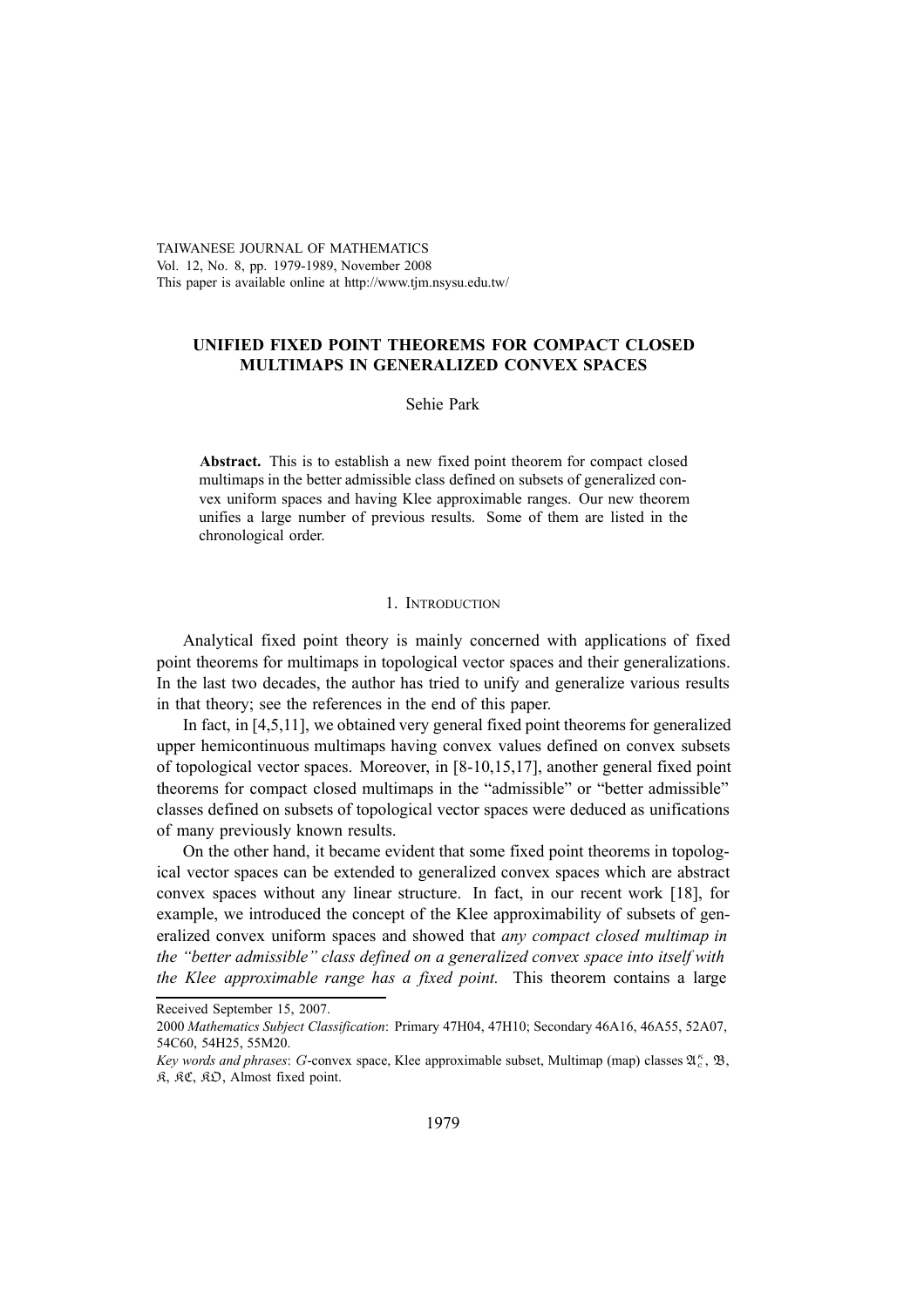# UNIFIED FIXED POINT THEOREMS FOR COMPACT CLOSED MULTIMAPS IN GENERALIZED CONVEX SPACES

Sehie Park

**Abstract.** This is to establish a new fixed point theorem for compact closed multimaps in the better admissible class defined on subsets of generalized convex uniform spaces and having Klee approximable ranges. Our new theorem unifies a large number of previous results. Some of them are listed in the chronological order.

## 1. Introduction

Analytical fixed point theory is mainly concerned with applications of fixed point theorems for multimaps in topological vector spaces and their generalizations. In the last two decades, the author has tried to unify and generalize various results in that theory; see the references in the end of this paper.

In fact, in [4,5,11], we obtained very general fixed point theorems for generalized upper hemicontinuous multimaps having convex values defined on convex subsets of topological vector spaces. Moreover, in [8-10,15,17], another general fixed point theorems for compact closed multimaps in the "admissible" or "better admissible" classes defined on subsets of topological vector spaces were deduced as unifications of many previously known results.

On the other hand, it became evident that some fixed point theorems in topological vector spaces can be extended to generalized convex spaces which are abstract convex spaces without any linear structure. In fact, in our recent work [18], for example, we introduced the concept of the Klee approximability of subsets of generalized convex uniform spaces and showed that *any compact closed multimap in the "better admissible" class defined on a generalized convex space into itself with the Klee approximable range has a fixed point.* This theorem contains a large

Received September 15, 2007.

2000 *Mathematics Subject Classification*: Primary 47H04, 47H10; Secondary 46A16, 46A55, 52A07, 54C60, 54H25, 55M20.

*Key words and phrases*: $G$-convex space, Klee approximable subset, Multimap (map) classes $\mathfrak{A}_c^{\kappa}$, $\mathfrak{B}$, $\mathfrak{K}$, $\mathfrak{KC}$, $\mathfrak{KO}$, Almost fixed point.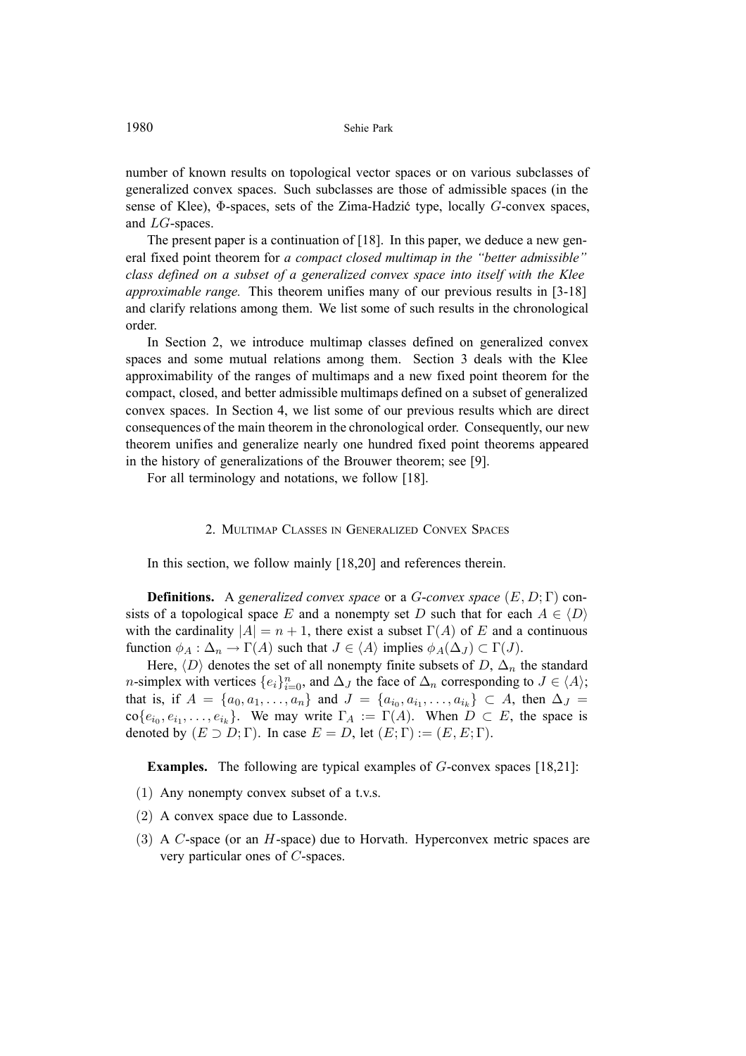number of known results on topological vector spaces or on various subclasses of generalized convex spaces. Such subclasses are those of admissible spaces (in the sense of Klee), $\Phi$-spaces, sets of the Zima-Hadzić type, locally $G$-convex spaces, and $LG$-spaces.

The present paper is a continuation of [18]. In this paper, we deduce a new general fixed point theorem for *a compact closed multimap in the "better admissible" class defined on a subset of a generalized convex space into itself with the Klee approximable range.* This theorem unifies many of our previous results in [3-18] and clarify relations among them. We list some of such results in the chronological order.

In Section 2, we introduce multimap classes defined on generalized convex spaces and some mutual relations among them. Section 3 deals with the Klee approximability of the ranges of multimaps and a new fixed point theorem for the compact, closed, and better admissible multimaps defined on a subset of generalized convex spaces. In Section 4, we list some of our previous results which are direct consequences of the main theorem in the chronological order. Consequently, our new theorem unifies and generalize nearly one hundred fixed point theorems appeared in the history of generalizations of the Brouwer theorem; see [9].

For all terminology and notations, we follow [18].

## 2. Multimap Classes in Generalized Convex Spaces

In this section, we follow mainly [18,20] and references therein.

**Definitions.** A *generalized convex space* or a *$G$-convex space* $(E, D; \Gamma)$ consists of a topological space $E$ and a nonempty set $D$ such that for each $A \in \langle D \rangle$ with the cardinality $|A| = n+1$, there exist a subset $\Gamma(A)$ of $E$ and a continuous function $\phi_A : \Delta_n \to \Gamma(A)$ such that $J \in \langle A \rangle$ implies $\phi_A(\Delta_J) \subset \Gamma(J)$.

Here, $\langle D \rangle$ denotes the set of all nonempty finite subsets of $D$, $\Delta_n$ the standard $n$-simplex with vertices $\{e_i\}_{i=0}^n$, and $\Delta_J$ the face of $\Delta_n$ corresponding to $J \in \langle A \rangle$; that is, if $A = \{a_0, a_1, \ldots, a_n\}$ and $J = \{a_{i_0}, a_{i_1}, \ldots, a_{i_k}\} \subset A$, then $\Delta_J = \mathrm{co}\{e_{i_0}, e_{i_1}, \ldots, e_{i_k}\}$. We may write $\Gamma_A := \Gamma(A)$. When $D \subset E$, the space is denoted by $(E \supset D; \Gamma)$. In case $E = D$, let $(E; \Gamma) := (E, E; \Gamma)$.

**Examples.** The following are typical examples of $G$-convex spaces [18,21]:

(1) Any nonempty convex subset of a t.v.s.

(2) A convex space due to Lassonde.

(3) A $C$-space (or an $H$-space) due to Horvath. Hyperconvex metric spaces are very particular ones of $C$-spaces.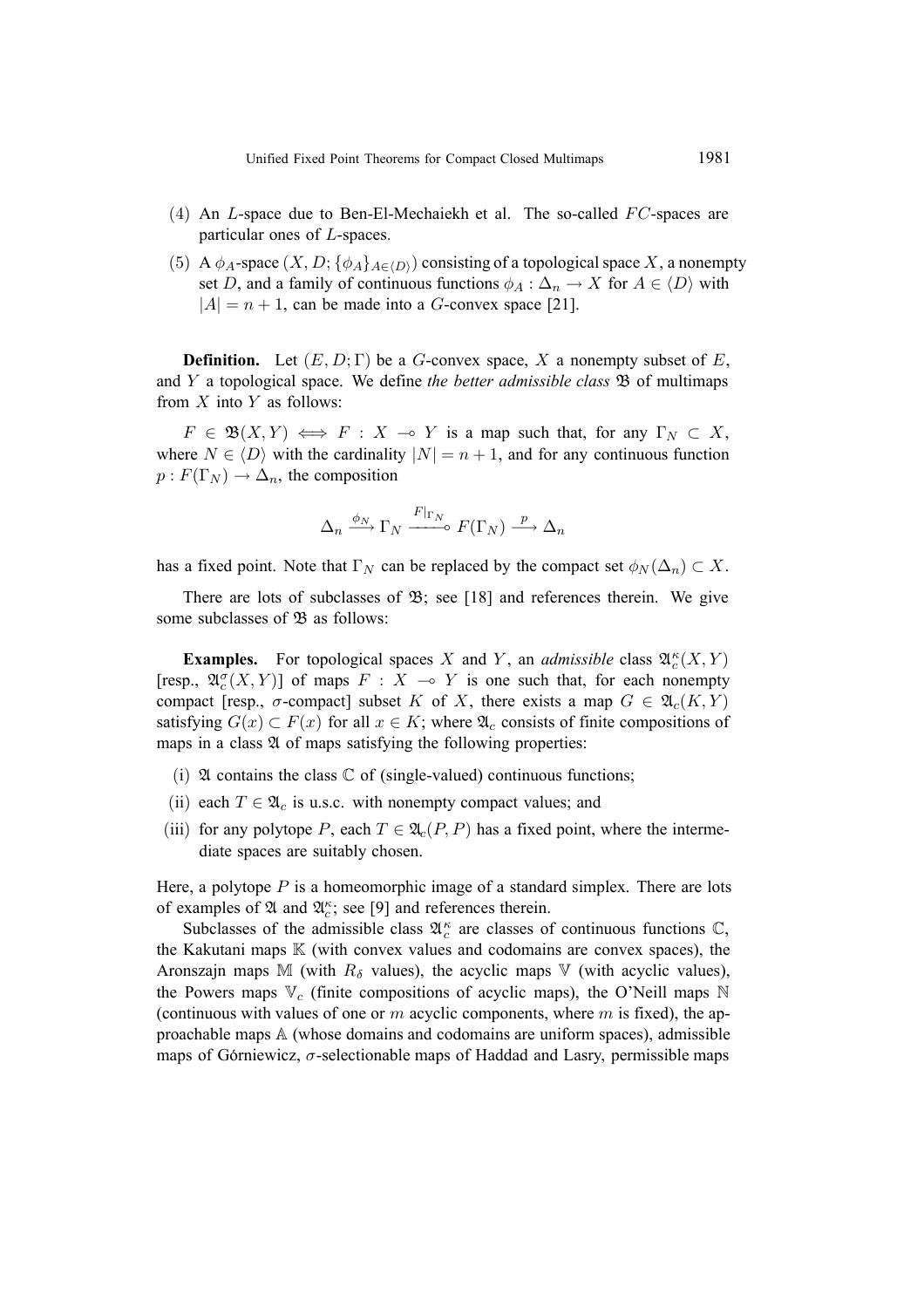(4) An $L$-space due to Ben-El-Mechaiekh et al. The so-called $FC$-spaces are particular ones of $L$-spaces.

(5) A $\phi_A$-space $(X, D; \{\phi_A\}_{A \in \langle D \rangle})$ consisting of a topological space $X$, a nonempty set $D$, and a family of continuous functions $\phi_A : \Delta_n \to X$ for $A \in \langle D \rangle$ with $|A| = n + 1$, can be made into a $G$-convex space [21].

**Definition.** Let $(E, D; \Gamma)$ be a $G$-convex space, $X$ a nonempty subset of $E$, and $Y$ a topological space. We define *the better admissible class* $\mathfrak{B}$ of multimaps from $X$ into $Y$ as follows:

$F \in \mathfrak{B}(X, Y) \iff F : X \multimap Y$ is a map such that, for any $\Gamma_N \subset X$, where $N \in \langle D \rangle$ with the cardinality $|N| = n + 1$, and for any continuous function $p : F(\Gamma_N) \to \Delta_n$, the composition

$$\Delta_n \xrightarrow{\phi_N} \Gamma_N \xrightarrow{F|_{\Gamma_N}} F(\Gamma_N) \xrightarrow{p} \Delta_n$$

has a fixed point. Note that $\Gamma_N$ can be replaced by the compact set $\phi_N(\Delta_n) \subset X$.

There are lots of subclasses of $\mathfrak{B}$; see [18] and references therein. We give some subclasses of $\mathfrak{B}$ as follows:

**Examples.** For topological spaces $X$ and $Y$, an *admissible* class $\mathfrak{A}_c^\kappa(X, Y)$ [resp., $\mathfrak{A}_c^\sigma(X, Y)$] of maps $F : X \multimap Y$ is one such that, for each nonempty compact [resp., $\sigma$-compact] subset $K$ of $X$, there exists a map $G \in \mathfrak{A}_c(K, Y)$ satisfying $G(x) \subset F(x)$ for all $x \in K$; where $\mathfrak{A}_c$ consists of finite compositions of maps in a class $\mathfrak{A}$ of maps satisfying the following properties:

(i) $\mathfrak{A}$ contains the class $\mathbb{C}$ of (single-valued) continuous functions;

(ii) each $T \in \mathfrak{A}_c$ is u.s.c. with nonempty compact values; and

(iii) for any polytope $P$, each $T \in \mathfrak{A}_c(P, P)$ has a fixed point, where the intermediate spaces are suitably chosen.

Here, a polytope $P$ is a homeomorphic image of a standard simplex. There are lots of examples of $\mathfrak{A}$ and $\mathfrak{A}_c^\kappa$; see [9] and references therein.

Subclasses of the admissible class $\mathfrak{A}_c^\kappa$ are classes of continuous functions $\mathbb{C}$, the Kakutani maps $\mathbb{K}$ (with convex values and codomains are convex spaces), the Aronszajn maps $\mathbb{M}$ (with $R_\delta$ values), the acyclic maps $\mathbb{V}$ (with acyclic values), the Powers maps $\mathbb{V}_c$ (finite compositions of acyclic maps), the O'Neill maps $\mathbb{N}$ (continuous with values of one or $m$ acyclic components, where $m$ is fixed), the approachable maps $\mathbb{A}$ (whose domains and codomains are uniform spaces), admissible maps of Górniewicz, $\sigma$-selectionable maps of Haddad and Lasry, permissible maps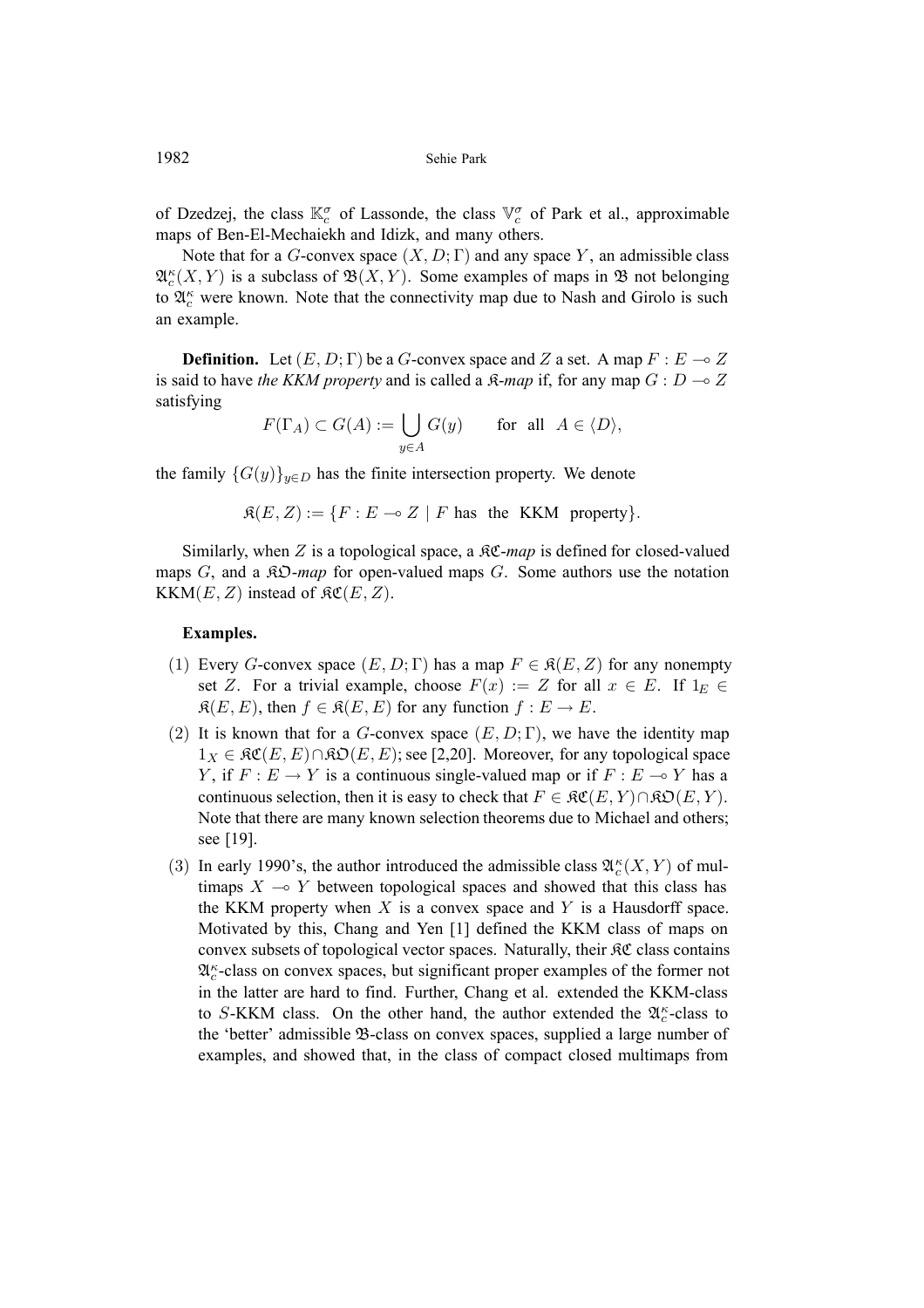of Dzedzej, the class $\mathbb{K}_c^\sigma$ of Lassonde, the class $\mathbb{V}_c^\sigma$ of Park et al., approximable maps of Ben-El-Mechaiekh and Idizk, and many others.

Note that for a $G$-convex space $(X, D; \Gamma)$ and any space $Y$, an admissible class $\mathfrak{A}_c^\kappa(X, Y)$ is a subclass of $\mathfrak{B}(X, Y)$. Some examples of maps in $\mathfrak{B}$ not belonging to $\mathfrak{A}_c^\kappa$ were known. Note that the connectivity map due to Nash and Girolo is such an example.

**Definition.** Let $(E, D; \Gamma)$ be a $G$-convex space and $Z$ a set. A map $F : E \multimap Z$ is said to have *the KKM property* and is called a $\mathfrak{K}$*-map* if, for any map $G : D \multimap Z$ satisfying

$$F(\Gamma_A) \subset G(A) := \bigcup_{y \in A} G(y) \qquad \text{for all} \quad A \in \langle D \rangle,$$

the family $\{G(y)\}_{y \in D}$ has the finite intersection property. We denote

$$\mathfrak{K}(E, Z) := \{F : E \multimap Z \mid F \text{ has the KKM property}\}.$$

Similarly, when $Z$ is a topological space, a $\mathfrak{KC}$*-map* is defined for closed-valued maps $G$, and a $\mathfrak{KO}$*-map* for open-valued maps $G$. Some authors use the notation $\mathrm{KKM}(E, Z)$ instead of $\mathfrak{KC}(E, Z)$.

**Examples.**

(1) Every $G$-convex space $(E, D; \Gamma)$ has a map $F \in \mathfrak{K}(E, Z)$ for any nonempty set $Z$. For a trivial example, choose $F(x) := Z$ for all $x \in E$. If $1_E \in \mathfrak{K}(E, E)$, then $f \in \mathfrak{K}(E, E)$ for any function $f : E \to E$.

(2) It is known that for a $G$-convex space $(E, D; \Gamma)$, we have the identity map $1_X \in \mathfrak{KC}(E, E) \cap \mathfrak{KO}(E, E)$; see [2,20]. Moreover, for any topological space $Y$, if $F : E \to Y$ is a continuous single-valued map or if $F : E \multimap Y$ has a continuous selection, then it is easy to check that $F \in \mathfrak{KC}(E, Y) \cap \mathfrak{KO}(E, Y)$. Note that there are many known selection theorems due to Michael and others; see [19].

(3) In early 1990's, the author introduced the admissible class $\mathfrak{A}_c^\kappa(X, Y)$ of multimaps $X \multimap Y$ between topological spaces and showed that this class has the KKM property when $X$ is a convex space and $Y$ is a Hausdorff space. Motivated by this, Chang and Yen [1] defined the KKM class of maps on convex subsets of topological vector spaces. Naturally, their $\mathfrak{KC}$ class contains $\mathfrak{A}_c^\kappa$-class on convex spaces, but significant proper examples of the former not in the latter are hard to find. Further, Chang et al. extended the KKM-class to $S$-KKM class. On the other hand, the author extended the $\mathfrak{A}_c^\kappa$-class to the 'better' admissible $\mathfrak{B}$-class on convex spaces, supplied a large number of examples, and showed that, in the class of compact closed multimaps from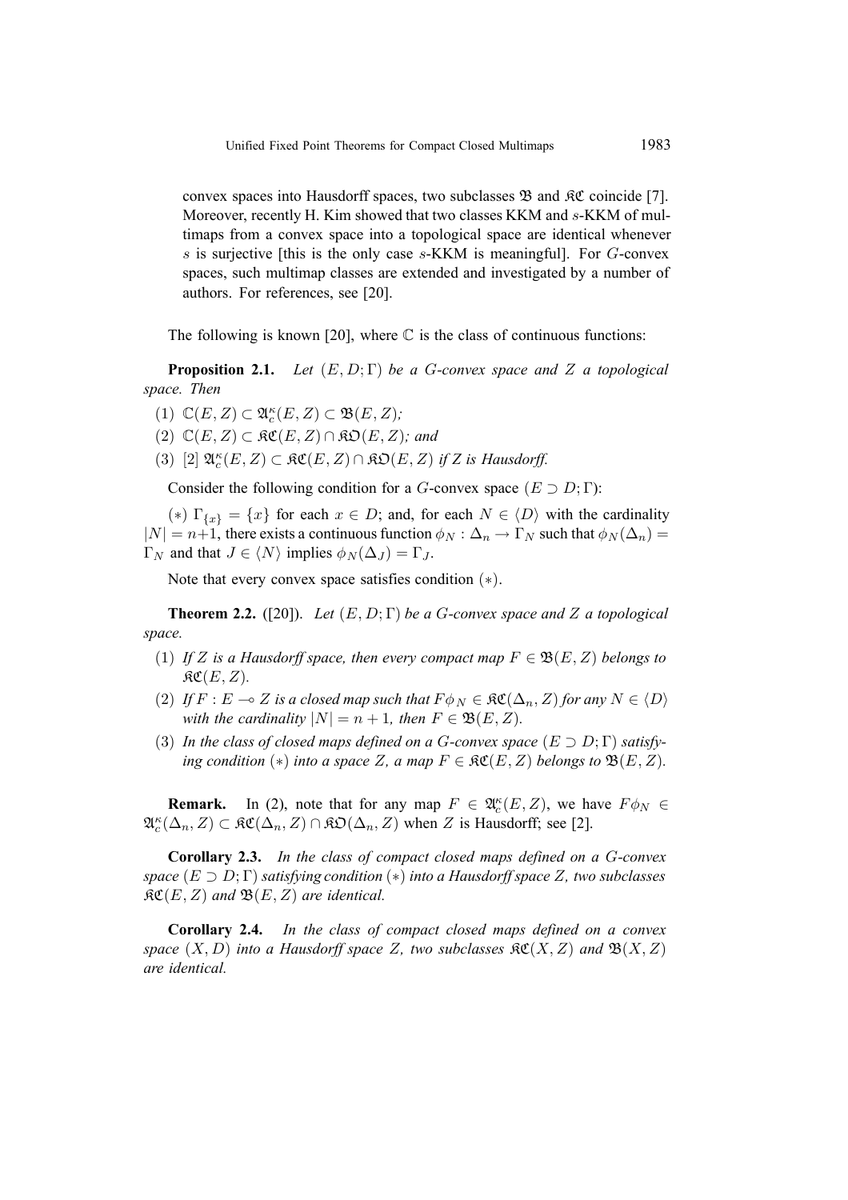convex spaces into Hausdorff spaces, two subclasses $\mathfrak{B}$ and $\mathfrak{KC}$ coincide [7]. Moreover, recently H. Kim showed that two classes KKM and $s$-KKM of multimaps from a convex space into a topological space are identical whenever $s$ is surjective [this is the only case $s$-KKM is meaningful]. For $G$-convex spaces, such multimap classes are extended and investigated by a number of authors. For references, see [20].

The following is known [20], where $\mathbb{C}$ is the class of continuous functions:

**Proposition 2.1.** *Let $(E, D; \Gamma)$ be a $G$-convex space and $Z$ a topological space. Then*

(1) $\mathbb{C}(E, Z) \subset \mathfrak{A}^{\kappa}_c(E, Z) \subset \mathfrak{B}(E, Z)$*;*

(2) $\mathbb{C}(E, Z) \subset \mathfrak{KC}(E, Z) \cap \mathfrak{KO}(E, Z)$*; and*

(3) [2] $\mathfrak{A}^{\kappa}_c(E, Z) \subset \mathfrak{KC}(E, Z) \cap \mathfrak{KO}(E, Z)$ *if $Z$ is Hausdorff.*

Consider the following condition for a $G$-convex space $(E \supset D; \Gamma)$:

$(*)$ $\Gamma_{\{x\}} = \{x\}$ for each $x \in D$; and, for each $N \in \langle D \rangle$ with the cardinality $|N| = n+1$, there exists a continuous function $\phi_N : \Delta_n \to \Gamma_N$ such that $\phi_N(\Delta_n) = \Gamma_N$ and that $J \in \langle N \rangle$ implies $\phi_N(\Delta_J) = \Gamma_J$.

Note that every convex space satisfies condition $(*)$.

**Theorem 2.2.** ([20]). *Let $(E, D; \Gamma)$ be a $G$-convex space and $Z$ a topological space.*

(1) *If $Z$ is a Hausdorff space, then every compact map $F \in \mathfrak{B}(E, Z)$ belongs to $\mathfrak{KC}(E, Z)$.*

(2) *If $F : E \multimap Z$ is a closed map such that $F\phi_N \in \mathfrak{KC}(\Delta_n, Z)$ for any $N \in \langle D \rangle$ with the cardinality $|N| = n + 1$, then $F \in \mathfrak{B}(E, Z)$.*

(3) *In the class of closed maps defined on a $G$-convex space $(E \supset D; \Gamma)$ satisfying condition $(*)$ into a space $Z$, a map $F \in \mathfrak{KC}(E, Z)$ belongs to $\mathfrak{B}(E, Z)$.*

**Remark.** In (2), note that for any map $F \in \mathfrak{A}^{\kappa}_c(E, Z)$, we have $F\phi_N \in \mathfrak{A}^{\kappa}_c(\Delta_n, Z) \subset \mathfrak{KC}(\Delta_n, Z) \cap \mathfrak{KO}(\Delta_n, Z)$ when $Z$ is Hausdorff; see [2].

**Corollary 2.3.** *In the class of compact closed maps defined on a $G$-convex space $(E \supset D; \Gamma)$ satisfying condition $(*)$ into a Hausdorff space $Z$, two subclasses $\mathfrak{KC}(E, Z)$ and $\mathfrak{B}(E, Z)$ are identical.*

**Corollary 2.4.** *In the class of compact closed maps defined on a convex space $(X, D)$ into a Hausdorff space $Z$, two subclasses $\mathfrak{KC}(X, Z)$ and $\mathfrak{B}(X, Z)$ are identical.*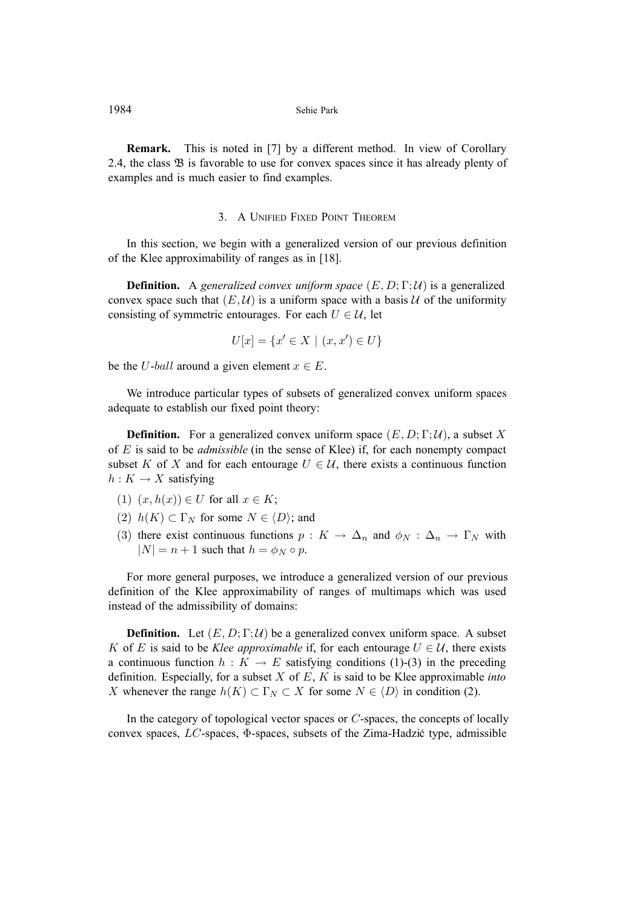**Remark.** This is noted in [7] by a different method. In view of Corollary 2.4, the class $\mathfrak{B}$ is favorable to use for convex spaces since it has already plenty of examples and is much easier to find examples.

## 3. A Unified Fixed Point Theorem

In this section, we begin with a generalized version of our previous definition of the Klee approximability of ranges as in [18].

**Definition.** A *generalized convex uniform space* $(E, D; \Gamma; \mathcal{U})$ is a generalized convex space such that $(E, \mathcal{U})$ is a uniform space with a basis $\mathcal{U}$ of the uniformity consisting of symmetric entourages. For each $U \in \mathcal{U}$, let

$$U[x] = \{x' \in X \mid (x, x') \in U\}$$

be the $U$-*ball* around a given element $x \in E$.

We introduce particular types of subsets of generalized convex uniform spaces adequate to establish our fixed point theory:

**Definition.** For a generalized convex uniform space $(E, D; \Gamma; \mathcal{U})$, a subset $X$ of $E$ is said to be *admissible* (in the sense of Klee) if, for each nonempty compact subset $K$ of $X$ and for each entourage $U \in \mathcal{U}$, there exists a continuous function $h : K \to X$ satisfying

(1) $(x, h(x)) \in U$ for all $x \in K$;

(2) $h(K) \subset \Gamma_N$ for some $N \in \langle D \rangle$; and

(3) there exist continuous functions $p : K \to \Delta_n$ and $\phi_N : \Delta_n \to \Gamma_N$ with $|N| = n + 1$ such that $h = \phi_N \circ p$.

For more general purposes, we introduce a generalized version of our previous definition of the Klee approximability of ranges of multimaps which was used instead of the admissibility of domains:

**Definition.** Let $(E, D; \Gamma; \mathcal{U})$ be a generalized convex uniform space. A subset $K$ of $E$ is said to be *Klee approximable* if, for each entourage $U \in \mathcal{U}$, there exists a continuous function $h : K \to E$ satisfying conditions (1)-(3) in the preceding definition. Especially, for a subset $X$ of $E$, $K$ is said to be Klee approximable *into* $X$ whenever the range $h(K) \subset \Gamma_N \subset X$ for some $N \in \langle D \rangle$ in condition (2).

In the category of topological vector spaces or $C$-spaces, the concepts of locally convex spaces, $LC$-spaces, $\Phi$-spaces, subsets of the Zima-Hadzić type, admissible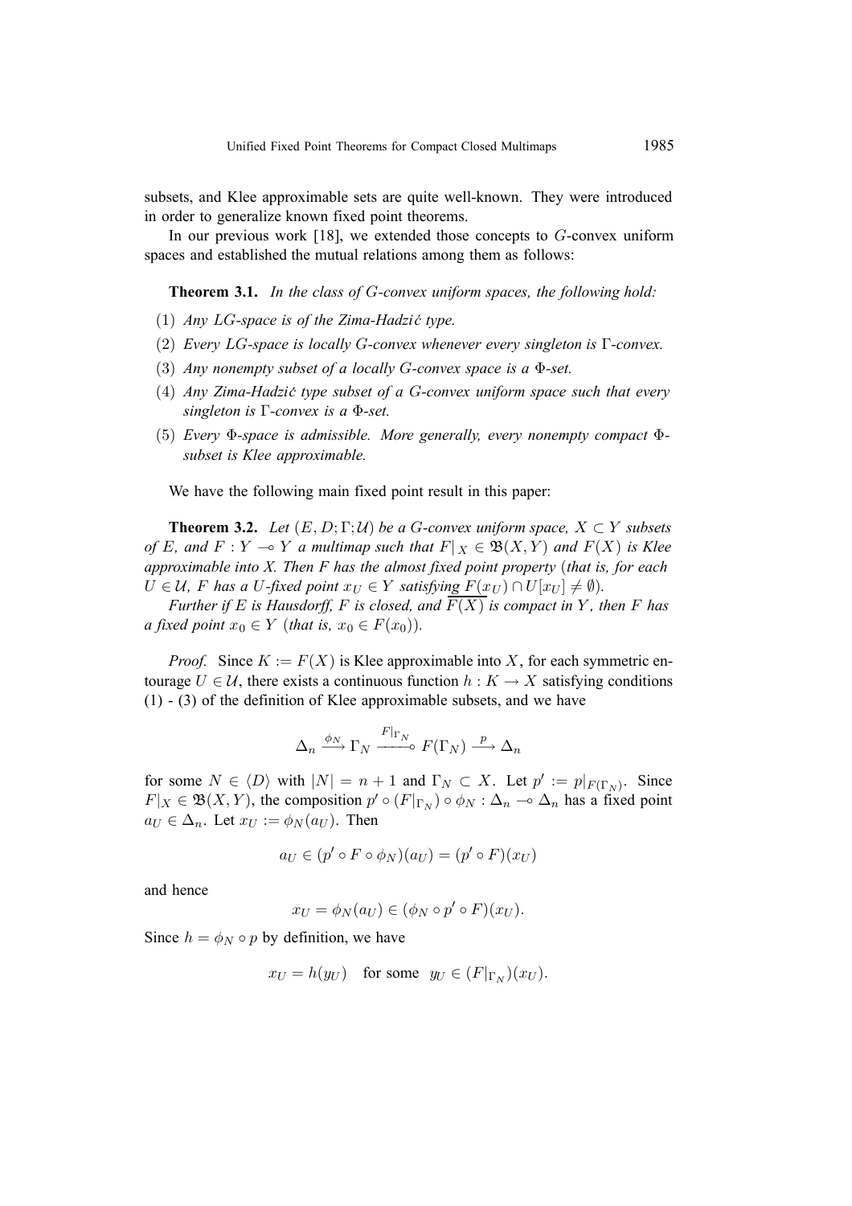subsets, and Klee approximable sets are quite well-known. They were introduced in order to generalize known fixed point theorems.

In our previous work [18], we extended those concepts to $G$-convex uniform spaces and established the mutual relations among them as follows:

**Theorem 3.1.** *In the class of $G$-convex uniform spaces, the following hold:*

1. *Any LG-space is of the Zima-Hadzić type.*
2. *Every LG-space is locally $G$-convex whenever every singleton is $\Gamma$-convex.*
3. *Any nonempty subset of a locally $G$-convex space is a $\Phi$-set.*
4. *Any Zima-Hadzić type subset of a $G$-convex uniform space such that every singleton is $\Gamma$-convex is a $\Phi$-set.*
5. *Every $\Phi$-space is admissible. More generally, every nonempty compact $\Phi$-subset is Klee approximable.*

We have the following main fixed point result in this paper:

**Theorem 3.2.** *Let $(E, D; \Gamma; \mathcal{U})$ be a $G$-convex uniform space, $X \subset Y$ subsets of $E$, and $F : Y \multimap Y$ a multimap such that $F|_X \in \mathfrak{B}(X, Y)$ and $F(X)$ is Klee approximable into $X$. Then $F$ has the almost fixed point property (that is, for each $U \in \mathcal{U}$, $F$ has a $U$-fixed point $x_U \in Y$ satisfying $F(x_U) \cap U[x_U] \neq \emptyset$).*

*Further if $E$ is Hausdorff, $F$ is closed, and $\overline{F(X)}$ is compact in $Y$, then $F$ has a fixed point $x_0 \in Y$ (that is, $x_0 \in F(x_0)$).*

*Proof.* Since $K := F(X)$ is Klee approximable into $X$, for each symmetric entourage $U \in \mathcal{U}$, there exists a continuous function $h : K \to X$ satisfying conditions (1) - (3) of the definition of Klee approximable subsets, and we have

$$\Delta_n \xrightarrow{\phi_N} \Gamma_N \overset{F|_{\Gamma_N}}{\multimap} F(\Gamma_N) \xrightarrow{p} \Delta_n$$

for some $N \in \langle D \rangle$ with $|N| = n + 1$ and $\Gamma_N \subset X$. Let $p' := p|_{F(\Gamma_N)}$. Since $F|_X \in \mathfrak{B}(X, Y)$, the composition $p' \circ (F|_{\Gamma_N}) \circ \phi_N : \Delta_n \multimap \Delta_n$ has a fixed point $a_U \in \Delta_n$. Let $x_U := \phi_N(a_U)$. Then

$$a_U \in (p' \circ F \circ \phi_N)(a_U) = (p' \circ F)(x_U)$$

and hence

$$x_U = \phi_N(a_U) \in (\phi_N \circ p' \circ F)(x_U).$$

Since $h = \phi_N \circ p$ by definition, we have

$$x_U = h(y_U) \quad \text{for some} \quad y_U \in (F|_{\Gamma_N})(x_U).$$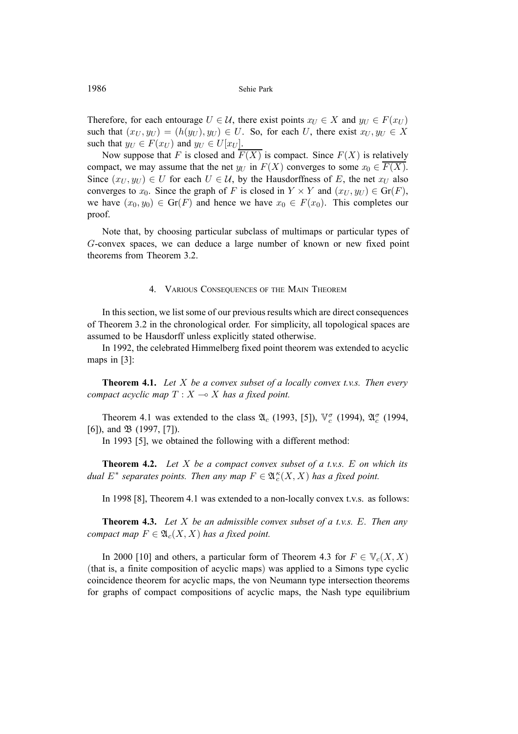Therefore, for each entourage $U \in \mathcal{U}$, there exist points $x_U \in X$ and $y_U \in F(x_U)$ such that $(x_U, y_U) = (h(y_U), y_U) \in U$. So, for each $U$, there exist $x_U, y_U \in X$ such that $y_U \in F(x_U)$ and $y_U \in U[x_U]$.

Now suppose that $F$ is closed and $\overline{F(X)}$ is compact. Since $F(X)$ is relatively compact, we may assume that the net $y_U$ in $F(X)$ converges to some $x_0 \in \overline{F(X)}$. Since $(x_U, y_U) \in U$ for each $U \in \mathcal{U}$, by the Hausdorffness of $E$, the net $x_U$ also converges to $x_0$. Since the graph of $F$ is closed in $Y \times Y$ and $(x_U, y_U) \in \text{Gr}(F)$, we have $(x_0, y_0) \in \text{Gr}(F)$ and hence we have $x_0 \in F(x_0)$. This completes our proof.

Note that, by choosing particular subclass of multimaps or particular types of $G$-convex spaces, we can deduce a large number of known or new fixed point theorems from Theorem 3.2.

## 4. Various Consequences of the Main Theorem

In this section, we list some of our previous results which are direct consequences of Theorem 3.2 in the chronological order. For simplicity, all topological spaces are assumed to be Hausdorff unless explicitly stated otherwise.

In 1992, the celebrated Himmelberg fixed point theorem was extended to acyclic maps in [3]:

**Theorem 4.1.** *Let $X$ be a convex subset of a locally convex t.v.s. Then every compact acyclic map $T : X \multimap X$ has a fixed point.*

Theorem 4.1 was extended to the class $\mathfrak{A}_c$ (1993, [5]), $\mathbb{V}_c^\sigma$ (1994), $\mathfrak{A}_c^\sigma$ (1994, [6]), and $\mathfrak{B}$ (1997, [7]).

In 1993 [5], we obtained the following with a different method:

**Theorem 4.2.** *Let $X$ be a compact convex subset of a t.v.s. $E$ on which its dual $E^*$ separates points. Then any map $F \in \mathfrak{A}_c^\kappa(X, X)$ has a fixed point.*

In 1998 [8], Theorem 4.1 was extended to a non-locally convex t.v.s. as follows:

**Theorem 4.3.** *Let $X$ be an admissible convex subset of a t.v.s. $E$. Then any compact map $F \in \mathfrak{A}_c(X, X)$ has a fixed point.*

In 2000 [10] and others, a particular form of Theorem 4.3 for $F \in \mathbb{V}_c(X, X)$ (that is, a finite composition of acyclic maps) was applied to a Simons type cyclic coincidence theorem for acyclic maps, the von Neumann type intersection theorems for graphs of compact compositions of acyclic maps, the Nash type equilibrium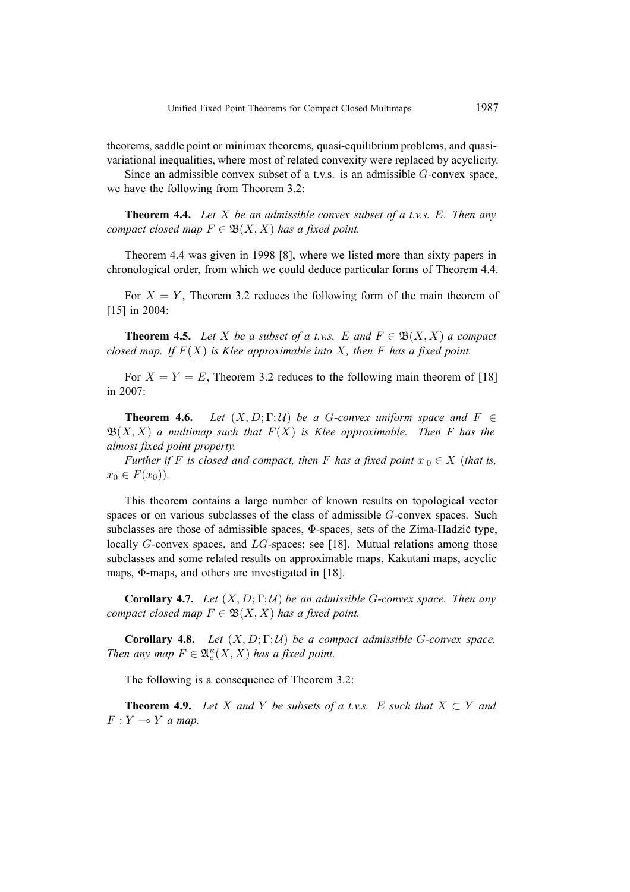theorems, saddle point or minimax theorems, quasi-equilibrium problems, and quasi-variational inequalities, where most of related convexity were replaced by acyclicity.

Since an admissible convex subset of a t.v.s. is an admissible $G$-convex space, we have the following from Theorem 3.2:

**Theorem 4.4.** *Let $X$ be an admissible convex subset of a t.v.s. $E$. Then any compact closed map $F \in \mathfrak{B}(X, X)$ has a fixed point.*

Theorem 4.4 was given in 1998 [8], where we listed more than sixty papers in chronological order, from which we could deduce particular forms of Theorem 4.4.

For $X = Y$, Theorem 3.2 reduces the following form of the main theorem of [15] in 2004:

**Theorem 4.5.** *Let $X$ be a subset of a t.v.s. $E$ and $F \in \mathfrak{B}(X, X)$ a compact closed map. If $F(X)$ is Klee approximable into $X$, then $F$ has a fixed point.*

For $X = Y = E$, Theorem 3.2 reduces to the following main theorem of [18] in 2007:

**Theorem 4.6.** *Let $(X, D; \Gamma; \mathcal{U})$ be a $G$-convex uniform space and $F \in \mathfrak{B}(X, X)$ a multimap such that $F(X)$ is Klee approximable. Then $F$ has the almost fixed point property.*

*Further if $F$ is closed and compact, then $F$ has a fixed point $x_0 \in X$ (that is, $x_0 \in F(x_0)$).*

This theorem contains a large number of known results on topological vector spaces or on various subclasses of the class of admissible $G$-convex spaces. Such subclasses are those of admissible spaces, $\Phi$-spaces, sets of the Zima-Hadzić type, locally $G$-convex spaces, and $LG$-spaces; see [18]. Mutual relations among those subclasses and some related results on approximable maps, Kakutani maps, acyclic maps, $\Phi$-maps, and others are investigated in [18].

**Corollary 4.7.** *Let $(X, D; \Gamma; \mathcal{U})$ be an admissible $G$-convex space. Then any compact closed map $F \in \mathfrak{B}(X, X)$ has a fixed point.*

**Corollary 4.8.** *Let $(X, D; \Gamma; \mathcal{U})$ be a compact admissible $G$-convex space. Then any map $F \in \mathfrak{A}_c^\kappa(X, X)$ has a fixed point.*

The following is a consequence of Theorem 3.2:

**Theorem 4.9.** *Let $X$ and $Y$ be subsets of a t.v.s. $E$ such that $X \subset Y$ and $F : Y \multimap Y$ a map.*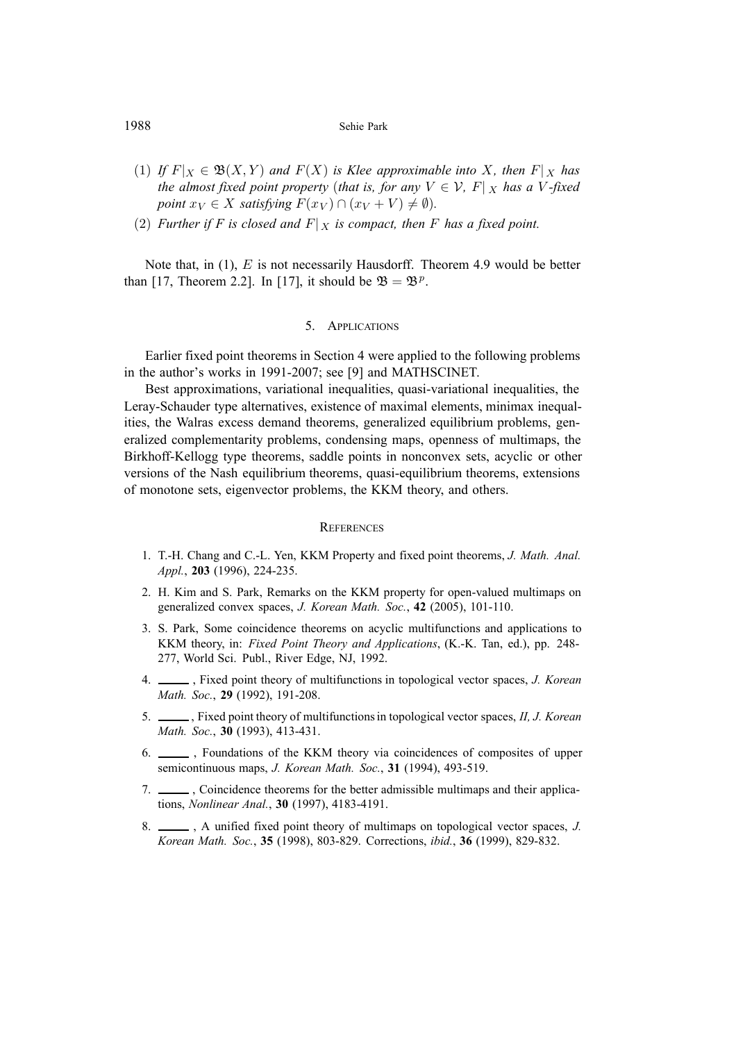(1) *If* $F|_X \in \mathfrak{B}(X, Y)$ *and* $F(X)$ *is Klee approximable into* $X$*, then* $F|_X$ *has the almost fixed point property* (*that is, for any* $V \in \mathcal{V}$*,* $F|_X$ *has a* $V$*-fixed point* $x_V \in X$ *satisfying* $F(x_V) \cap (x_V + V) \neq \emptyset$).

(2) *Further if* $F$ *is closed and* $F|_X$ *is compact, then* $F$ *has a fixed point.*

Note that, in (1), $E$ is not necessarily Hausdorff. Theorem 4.9 would be better than [17, Theorem 2.2]. In [17], it should be $\mathfrak{B} = \mathfrak{B}^p$.

## 5. Applications

Earlier fixed point theorems in Section 4 were applied to the following problems in the author's works in 1991-2007; see [9] and MATHSCINET.

Best approximations, variational inequalities, quasi-variational inequalities, the Leray-Schauder type alternatives, existence of maximal elements, minimax inequalities, the Walras excess demand theorems, generalized equilibrium problems, generalized complementarity problems, condensing maps, openness of multimaps, the Birkhoff-Kellogg type theorems, saddle points in nonconvex sets, acyclic or other versions of the Nash equilibrium theorems, quasi-equilibrium theorems, extensions of monotone sets, eigenvector problems, the KKM theory, and others.

## References

1. T.-H. Chang and C.-L. Yen, KKM Property and fixed point theorems, *J. Math. Anal. Appl.*, **203** (1996), 224-235.
2. H. Kim and S. Park, Remarks on the KKM property for open-valued multimaps on generalized convex spaces, *J. Korean Math. Soc.*, **42** (2005), 101-110.
3. S. Park, Some coincidence theorems on acyclic multifunctions and applications to KKM theory, in: *Fixed Point Theory and Applications*, (K.-K. Tan, ed.), pp. 248-277, World Sci. Publ., River Edge, NJ, 1992.
4. ______ , Fixed point theory of multifunctions in topological vector spaces, *J. Korean Math. Soc.*, **29** (1992), 191-208.
5. ______ , Fixed point theory of multifunctions in topological vector spaces, *II, J. Korean Math. Soc.*, **30** (1993), 413-431.
6. ______ , Foundations of the KKM theory via coincidences of composites of upper semicontinuous maps, *J. Korean Math. Soc.*, **31** (1994), 493-519.
7. ______ , Coincidence theorems for the better admissible multimaps and their applications, *Nonlinear Anal.*, **30** (1997), 4183-4191.
8. ______ , A unified fixed point theory of multimaps on topological vector spaces, *J. Korean Math. Soc.*, **35** (1998), 803-829. Corrections, *ibid.*, **36** (1999), 829-832.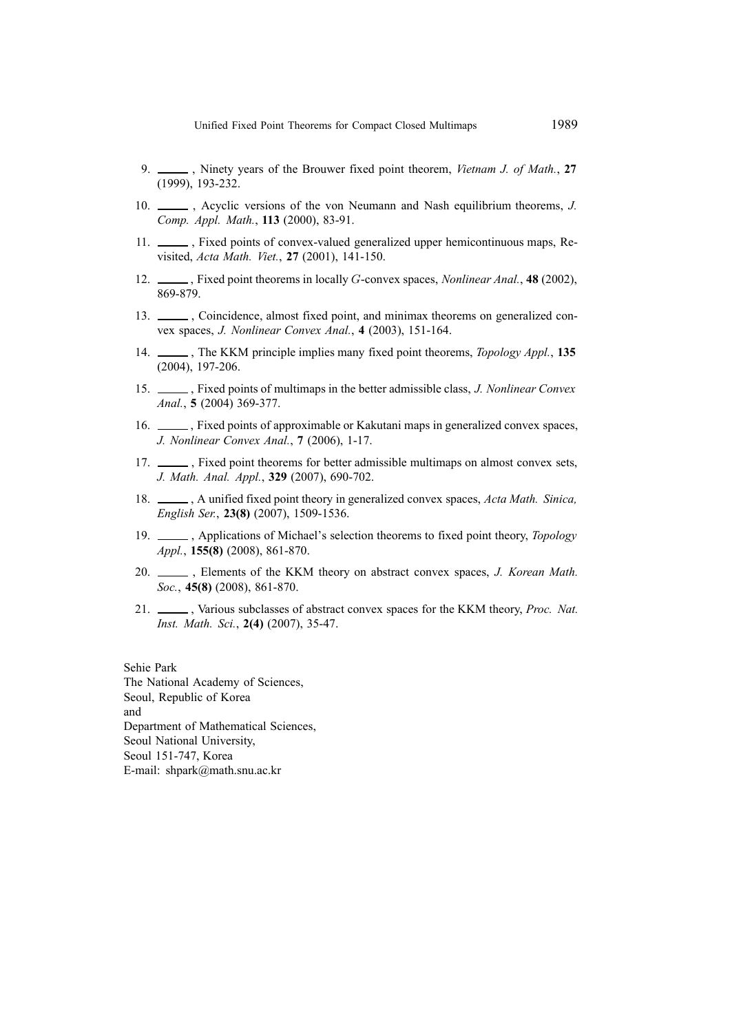9. \_\_\_\_\_\_ , Ninety years of the Brouwer fixed point theorem, *Vietnam J. of Math.*, **27** (1999), 193-232.

10. \_\_\_\_\_\_ , Acyclic versions of the von Neumann and Nash equilibrium theorems, *J. Comp. Appl. Math.*, **113** (2000), 83-91.

11. \_\_\_\_\_\_ , Fixed points of convex-valued generalized upper hemicontinuous maps, Revisited, *Acta Math. Viet.*, **27** (2001), 141-150.

12. \_\_\_\_\_\_ , Fixed point theorems in locally $G$-convex spaces, *Nonlinear Anal.*, **48** (2002), 869-879.

13. \_\_\_\_\_\_ , Coincidence, almost fixed point, and minimax theorems on generalized convex spaces, *J. Nonlinear Convex Anal.*, **4** (2003), 151-164.

14. \_\_\_\_\_\_ , The KKM principle implies many fixed point theorems, *Topology Appl.*, **135** (2004), 197-206.

15. \_\_\_\_\_\_ , Fixed points of multimaps in the better admissible class, *J. Nonlinear Convex Anal.*, **5** (2004) 369-377.

16. \_\_\_\_\_\_ , Fixed points of approximable or Kakutani maps in generalized convex spaces, *J. Nonlinear Convex Anal.*, **7** (2006), 1-17.

17. \_\_\_\_\_\_ , Fixed point theorems for better admissible multimaps on almost convex sets, *J. Math. Anal. Appl.*, **329** (2007), 690-702.

18. \_\_\_\_\_\_ , A unified fixed point theory in generalized convex spaces, *Acta Math. Sinica, English Ser.*, **23(8)** (2007), 1509-1536.

19. \_\_\_\_\_\_ , Applications of Michael's selection theorems to fixed point theory, *Topology Appl.*, **155(8)** (2008), 861-870.

20. \_\_\_\_\_\_ , Elements of the KKM theory on abstract convex spaces, *J. Korean Math. Soc.*, **45(8)** (2008), 861-870.

21. \_\_\_\_\_\_ , Various subclasses of abstract convex spaces for the KKM theory, *Proc. Nat. Inst. Math. Sci.*, **2(4)** (2007), 35-47.

Sehie Park
The National Academy of Sciences,
Seoul, Republic of Korea
and
Department of Mathematical Sciences,
Seoul National University,
Seoul 151-747, Korea
E-mail: shpark@math.snu.ac.kr